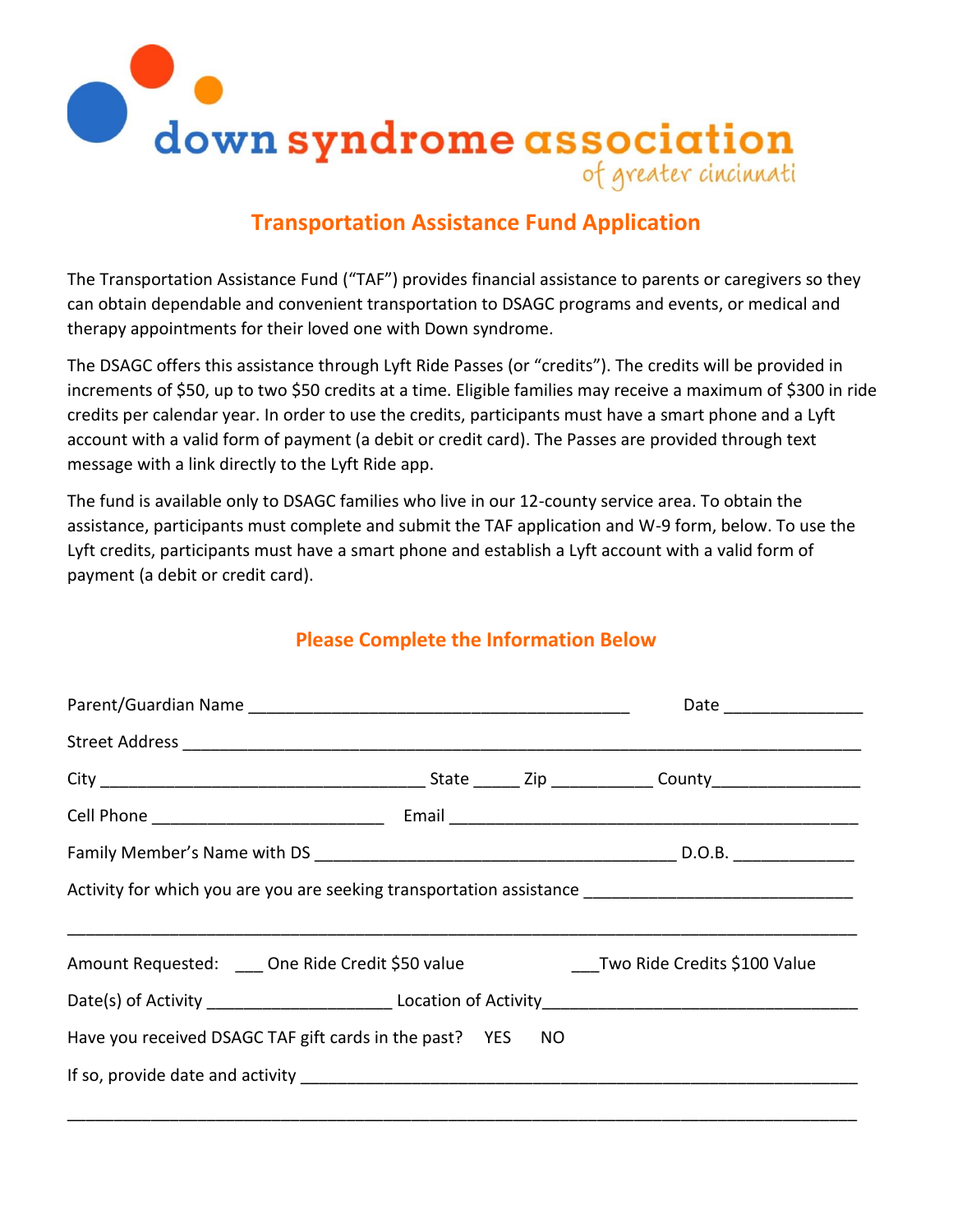down syndrome association
of greater cincinnati

# Transportation Assistance Fund Application

The Transportation Assistance Fund ("TAF") provides financial assistance to parents or caregivers so they can obtain dependable and convenient transportation to DSAGC programs and events, or medical and therapy appointments for their loved one with Down syndrome.

The DSAGC offers this assistance through Lyft Ride Passes (or "credits"). The credits will be provided in increments of $50, up to two $50 credits at a time. Eligible families may receive a maximum of $300 in ride credits per calendar year. In order to use the credits, participants must have a smart phone and a Lyft account with a valid form of payment (a debit or credit card). The Passes are provided through text message with a link directly to the Lyft Ride app.

The fund is available only to DSAGC families who live in our 12-county service area. To obtain the assistance, participants must complete and submit the TAF application and W-9 form, below. To use the Lyft credits, participants must have a smart phone and establish a Lyft account with a valid form of payment (a debit or credit card).

## Please Complete the Information Below

Parent/Guardian Name ________________________________________ Date _______________

Street Address ____________________________________________________________________

City ___________________________________ State _____ Zip ___________ County________________

Cell Phone _________________________ Email _____________________________________________

Family Member's Name with DS _______________________________________ D.O.B. _____________

Activity for which you are you are seeking transportation assistance ____________________________

__________________________________________________________________________________

Amount Requested: ___ One Ride Credit $50 value ___Two Ride Credits $100 Value

Date(s) of Activity ____________________ Location of Activity__________________________________

Have you received DSAGC TAF gift cards in the past? YES NO

If so, provide date and activity _____________________________________________________________

__________________________________________________________________________________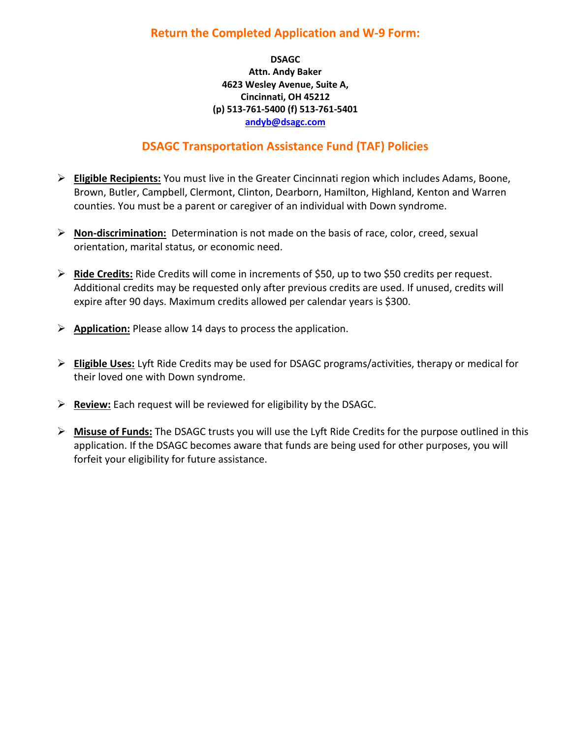## Return the Completed Application and W-9 Form:

**DSAGC**
**Attn. Andy Baker**
**4623 Wesley Avenue, Suite A,**
**Cincinnati, OH 45212**
**(p) 513-761-5400 (f) 513-761-5401**
**andyb@dsagc.com**

## DSAGC Transportation Assistance Fund (TAF) Policies

- **Eligible Recipients:** You must live in the Greater Cincinnati region which includes Adams, Boone, Brown, Butler, Campbell, Clermont, Clinton, Dearborn, Hamilton, Highland, Kenton and Warren counties. You must be a parent or caregiver of an individual with Down syndrome.
- **Non-discrimination:** Determination is not made on the basis of race, color, creed, sexual orientation, marital status, or economic need.
- **Ride Credits:** Ride Credits will come in increments of $50, up to two $50 credits per request. Additional credits may be requested only after previous credits are used. If unused, credits will expire after 90 days. Maximum credits allowed per calendar years is $300.
- **Application:** Please allow 14 days to process the application.
- **Eligible Uses:** Lyft Ride Credits may be used for DSAGC programs/activities, therapy or medical for their loved one with Down syndrome.
- **Review:** Each request will be reviewed for eligibility by the DSAGC.
- **Misuse of Funds:** The DSAGC trusts you will use the Lyft Ride Credits for the purpose outlined in this application. If the DSAGC becomes aware that funds are being used for other purposes, you will forfeit your eligibility for future assistance.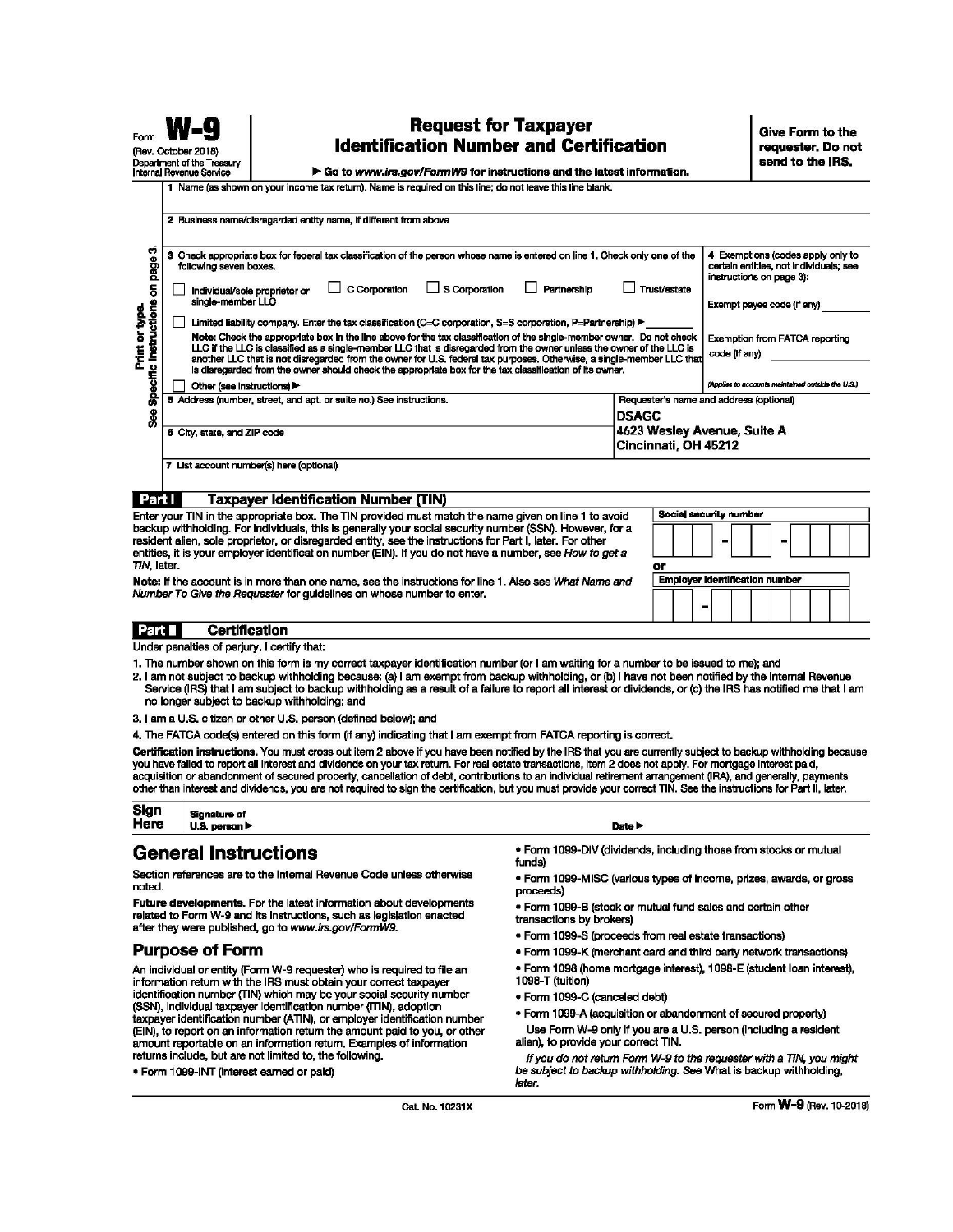Form **W-9**
(Rev. October 2018)
Department of the Treasury
Internal Revenue Service

# Request for Taxpayer Identification Number and Certification

▶ Go to *www.irs.gov/FormW9* for instructions and the latest information.

**Give Form to the requester. Do not send to the IRS.**

Print or type.
See Specific Instructions on page 3.

1 Name (as shown on your income tax return). Name is required on this line; do not leave this line blank.

2 Business name/disregarded entity name, if different from above

3 Check appropriate box for federal tax classification of the person whose name is entered on line 1. Check only **one** of the following seven boxes.

☐ Individual/sole proprietor or single-member LLC ☐ C Corporation ☐ S Corporation ☐ Partnership ☐ Trust/estate

☐ Limited liability company. Enter the tax classification (C=C corporation, S=S corporation, P=Partnership) ▶

**Note:** Check the appropriate box in the line above for the tax classification of the single-member owner. Do not check LLC if the LLC is classified as a single-member LLC that is disregarded from the owner unless the owner of the LLC is another LLC that is **not** disregarded from the owner for U.S. federal tax purposes. Otherwise, a single-member LLC that is disregarded from the owner should check the appropriate box for the tax classification of its owner.

☐ Other (see instructions) ▶

4 Exemptions (codes apply only to certain entities, not individuals; see instructions on page 3):

Exempt payee code (if any)

Exemption from FATCA reporting code (if any)

*(Applies to accounts maintained outside the U.S.)*

5 Address (number, street, and apt. or suite no.) See instructions.

Requester's name and address (optional)
**DSAGC**
**4623 Wesley Avenue, Suite A**
**Cincinnati, OH 45212**

6 City, state, and ZIP code

7 List account number(s) here (optional)

## Part I Taxpayer Identification Number (TIN)

Enter your TIN in the appropriate box. The TIN provided must match the name given on line 1 to avoid backup withholding. For individuals, this is generally your social security number (SSN). However, for a resident alien, sole proprietor, or disregarded entity, see the instructions for Part I, later. For other entities, it is your employer identification number (EIN). If you do not have a number, see *How to get a TIN,* later.

**Note:** If the account is in more than one name, see the instructions for line 1. Also see *What Name and Number To Give the Requester* for guidelines on whose number to enter.

**Social security number**

– –

or

**Employer identification number**

–

## Part II Certification

Under penalties of perjury, I certify that:

1. The number shown on this form is my correct taxpayer identification number (or I am waiting for a number to be issued to me); and
2. I am not subject to backup withholding because: (a) I am exempt from backup withholding, or (b) I have not been notified by the Internal Revenue Service (IRS) that I am subject to backup withholding as a result of a failure to report all interest or dividends, or (c) the IRS has notified me that I am no longer subject to backup withholding; and
3. I am a U.S. citizen or other U.S. person (defined below); and
4. The FATCA code(s) entered on this form (if any) indicating that I am exempt from FATCA reporting is correct.

**Certification instructions.** You must cross out item 2 above if you have been notified by the IRS that you are currently subject to backup withholding because you have failed to report all interest and dividends on your tax return. For real estate transactions, item 2 does not apply. For mortgage interest paid, acquisition or abandonment of secured property, cancellation of debt, contributions to an individual retirement arrangement (IRA), and generally, payments other than interest and dividends, you are not required to sign the certification, but you must provide your correct TIN. See the instructions for Part II, later.

**Sign Here** Signature of U.S. person ▶ Date ▶

# General Instructions

Section references are to the Internal Revenue Code unless otherwise noted.

**Future developments.** For the latest information about developments related to Form W-9 and its instructions, such as legislation enacted after they were published, go to *www.irs.gov/FormW9.*

## Purpose of Form

An individual or entity (Form W-9 requester) who is required to file an information return with the IRS must obtain your correct taxpayer identification number (TIN) which may be your social security number (SSN), individual taxpayer identification number (ITIN), adoption taxpayer identification number (ATIN), or employer identification number (EIN), to report on an information return the amount paid to you, or other amount reportable on an information return. Examples of information returns include, but are not limited to, the following.

- Form 1099-INT (interest earned or paid)
- Form 1099-DIV (dividends, including those from stocks or mutual funds)
- Form 1099-MISC (various types of income, prizes, awards, or gross proceeds)
- Form 1099-B (stock or mutual fund sales and certain other transactions by brokers)
- Form 1099-S (proceeds from real estate transactions)
- Form 1099-K (merchant card and third party network transactions)
- Form 1098 (home mortgage interest), 1098-E (student loan interest), 1098-T (tuition)
- Form 1099-C (canceled debt)
- Form 1099-A (acquisition or abandonment of secured property)

Use Form W-9 only if you are a U.S. person (including a resident alien), to provide your correct TIN.

*If you do not return Form W-9 to the requester with a TIN, you might be subject to backup withholding. See* What is backup withholding, *later.*

Cat. No. 10231X Form **W-9** (Rev. 10-2018)